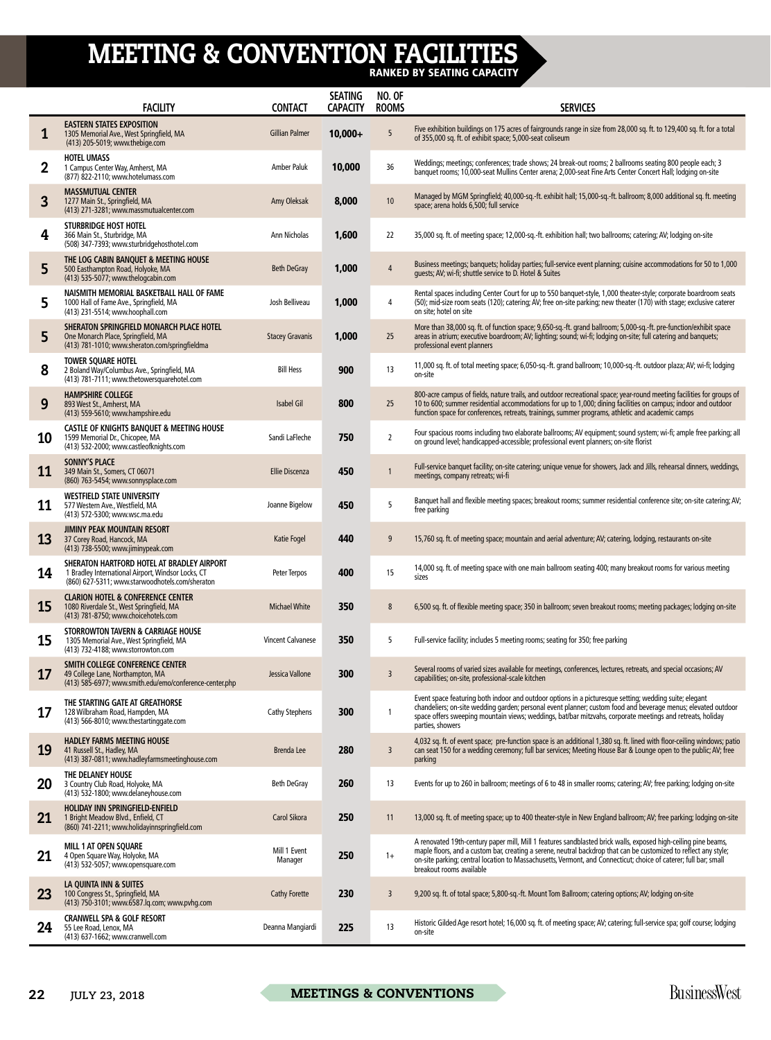# MEETING & CONVENTION FACILITIES

### RANKED BY SEATING CAPACITY

| | FACILITY | CONTACT | SEATING CAPACITY | NO. OF ROOMS | SERVICES |
|---|---|---|---|---|---|
| 1 | **EASTERN STATES EXPOSITION**<br>1305 Memorial Ave., West Springfield, MA<br>(413) 205-5019; www.thebige.com | Gillian Palmer | 10,000+ | 5 | Five exhibition buildings on 175 acres of fairgrounds range in size from 28,000 sq. ft. to 129,400 sq. ft. for a total of 355,000 sq. ft. of exhibit space; 5,000-seat coliseum |
| 2 | **HOTEL UMASS**<br>1 Campus Center Way, Amherst, MA<br>(877) 822-2110; www.hotelumass.com | Amber Paluk | 10,000 | 36 | Weddings; meetings; conferences; trade shows; 24 break-out rooms; 2 ballrooms seating 800 people each; 3 banquet rooms; 10,000-seat Mullins Center arena; 2,000-seat Fine Arts Center Concert Hall; lodging on-site |
| 3 | **MASSMUTUAL CENTER**<br>1277 Main St., Springfield, MA<br>(413) 271-3281; www.massmutualcenter.com | Amy Oleksak | 8,000 | 10 | Managed by MGM Springfield; 40,000-sq.-ft. exhibit hall; 15,000-sq.-ft. ballroom; 8,000 additional sq. ft. meeting space; arena holds 6,500; full service |
| 4 | **STURBRIDGE HOST HOTEL**<br>366 Main St., Sturbridge, MA<br>(508) 347-7393; www.sturbridgehosthotel.com | Ann Nicholas | 1,600 | 22 | 35,000 sq. ft. of meeting space; 12,000-sq.-ft. exhibition hall; two ballrooms; catering; AV; lodging on-site |
| 5 | **THE LOG CABIN BANQUET & MEETING HOUSE**<br>500 Easthampton Road, Holyoke, MA<br>(413) 535-5077; www.thelogcabin.com | Beth DeGray | 1,000 | 4 | Business meetings; banquets; holiday parties; full-service event planning; cuisine accommodations for 50 to 1,000 guests; AV; wi-fi; shuttle service to D. Hotel & Suites |
| 5 | **NAISMITH MEMORIAL BASKETBALL HALL OF FAME**<br>1000 Hall of Fame Ave., Springfield, MA<br>(413) 231-5514; www.hoophall.com | Josh Belliveau | 1,000 | 4 | Rental spaces including Center Court for up to 550 banquet-style, 1,000 theater-style; corporate boardroom seats (50); mid-size room seats (120); catering; AV; free on-site parking; new theater (170) with stage; exclusive caterer on site; hotel on site |
| 5 | **SHERATON SPRINGFIELD MONARCH PLACE HOTEL**<br>One Monarch Place, Springfield, MA<br>(413) 781-1010; www.sheraton.com/springfieldma | Stacey Gravanis | 1,000 | 25 | More than 38,000 sq. ft. of function space; 9,650-sq.-ft. grand ballroom; 5,000-sq.-ft. pre-function/exhibit space areas in atrium; executive boardroom; AV; lighting; sound; wi-fi; lodging on-site; full catering and banquets; professional event planners |
| 8 | **TOWER SQUARE HOTEL**<br>2 Boland Way/Columbus Ave., Springfield, MA<br>(413) 781-7111; www.thetowersquarehotel.com | Bill Hess | 900 | 13 | 11,000 sq. ft. of total meeting space; 6,050-sq.-ft. grand ballroom; 10,000-sq.-ft. outdoor plaza; AV; wi-fi; lodging on-site |
| 9 | **HAMPSHIRE COLLEGE**<br>893 West St., Amherst, MA<br>(413) 559-5610; www.hampshire.edu | Isabel Gil | 800 | 25 | 800-acre campus of fields, nature trails, and outdoor recreational space; year-round meeting facilities for groups of 10 to 600; summer residential accommodations for up to 1,000; dining facilities on campus; indoor and outdoor function space for conferences, retreats, trainings, summer programs, athletic and academic camps |
| 10 | **CASTLE OF KNIGHTS BANQUET & MEETING HOUSE**<br>1599 Memorial Dr., Chicopee, MA<br>(413) 532-2000; www.castleofknights.com | Sandi LaFleche | 750 | 2 | Four spacious rooms including two elaborate ballrooms; AV equipment; sound system; wi-fi; ample free parking; all on ground level; handicapped-accessible; professional event planners; on-site florist |
| 11 | **SONNY'S PLACE**<br>349 Main St., Somers, CT 06071<br>(860) 763-5454; www.sonnysplace.com | Ellie Discenza | 450 | 1 | Full-service banquet facility; on-site catering; unique venue for showers, Jack and Jills, rehearsal dinners, weddings, meetings, company retreats; wi-fi |
| 11 | **WESTFIELD STATE UNIVERSITY**<br>577 Western Ave., Westfield, MA<br>(413) 572-5300; www.wsc.ma.edu | Joanne Bigelow | 450 | 5 | Banquet hall and flexible meeting spaces; breakout rooms; summer residential conference site; on-site catering; AV; free parking |
| 13 | **JIMINY PEAK MOUNTAIN RESORT**<br>37 Corey Road, Hancock, MA<br>(413) 738-5500; www.jiminypeak.com | Katie Fogel | 440 | 9 | 15,760 sq. ft. of meeting space; mountain and aerial adventure; AV; catering, lodging, restaurants on-site |
| 14 | **SHERATON HARTFORD HOTEL AT BRADLEY AIRPORT**<br>1 Bradley International Airport, Windsor Locks, CT<br>(860) 627-5311; www.starwoodhotels.com/sheraton | Peter Terpos | 400 | 15 | 14,000 sq. ft. of meeting space with one main ballroom seating 400; many breakout rooms for various meeting sizes |
| 15 | **CLARION HOTEL & CONFERENCE CENTER**<br>1080 Riverdale St., West Springfield, MA<br>(413) 781-8750; www.choicehotels.com | Michael White | 350 | 8 | 6,500 sq. ft. of flexible meeting space; 350 in ballroom; seven breakout rooms; meeting packages; lodging on-site |
| 15 | **STORROWTON TAVERN & CARRIAGE HOUSE**<br>1305 Memorial Ave., West Springfield, MA<br>(413) 732-4188; www.storrowton.com | Vincent Calvanese | 350 | 5 | Full-service facility; includes 5 meeting rooms; seating for 350; free parking |
| 17 | **SMITH COLLEGE CONFERENCE CENTER**<br>49 College Lane, Northampton, MA<br>(413) 585-6977; www.smith.edu/emo/conference-center.php | Jessica Vallone | 300 | 3 | Several rooms of varied sizes available for meetings, conferences, lectures, retreats, and special occasions; AV capabilities; on-site, professional-scale kitchen |
| 17 | **THE STARTING GATE AT GREATHORSE**<br>128 Wilbraham Road, Hampden, MA<br>(413) 566-8010; www.thestartinggate.com | Cathy Stephens | 300 | 1 | Event space featuring both indoor and outdoor options in a picturesque setting; wedding suite; elegant chandeliers; on-site wedding garden; personal event planner; custom food and beverage menus; elevated outdoor space offers sweeping mountain views; weddings, bat/bar mitzvahs, corporate meetings and retreats, holiday parties, showers |
| 19 | **HADLEY FARMS MEETING HOUSE**<br>41 Russell St., Hadley, MA<br>(413) 387-0811; www.hadleyfarmsmeetinghouse.com | Brenda Lee | 280 | 3 | 4,032 sq. ft. of event space; pre-function space is an additional 1,380 sq. ft. lined with floor-ceiling windows; patio can seat 150 for a wedding ceremony; full bar services; Meeting House Bar & Lounge open to the public; AV; free parking |
| 20 | **THE DELANEY HOUSE**<br>3 Country Club Road, Holyoke, MA<br>(413) 532-1800; www.delaneyhouse.com | Beth DeGray | 260 | 13 | Events for up to 260 in ballroom; meetings of 6 to 48 in smaller rooms; catering; AV; free parking; lodging on-site |
| 21 | **HOLIDAY INN SPRINGFIELD-ENFIELD**<br>1 Bright Meadow Blvd., Enfield, CT<br>(860) 741-2211; www.holidayinnspringfield.com | Carol Sikora | 250 | 11 | 13,000 sq. ft. of meeting space; up to 400 theater-style in New England ballroom; AV; free parking; lodging on-site |
| 21 | **MILL 1 AT OPEN SQUARE**<br>4 Open Square Way, Holyoke, MA<br>(413) 532-5057; www.opensquare.com | Mill 1 Event Manager | 250 | 1+ | A renovated 19th-century paper mill, Mill 1 features sandblasted brick walls, exposed high-ceiling pine beams, maple floors, and a custom bar, creating a serene, neutral backdrop that can be customized to reflect any style; central location to Massachusetts, Vermont, and Connecticut; choice of caterer; full bar; small breakout rooms available |
| 23 | **LA QUINTA INN & SUITES**<br>100 Congress St., Springfield, MA<br>(413) 750-3101; www.6587.lq.com; www.pvhg.com | Cathy Forette | 230 | 3 | 9,200 sq. ft. of total space; 5,800-sq.-ft. Mount Tom Ballroom; catering options; AV; lodging on-site |
| 24 | **CRANWELL SPA & GOLF RESORT**<br>55 Lee Road, Lenox, MA<br>(413) 637-1662; www.cranwell.com | Deanna Mangiardi | 225 | 13 | Historic Gilded Age resort hotel; 16,000 sq. ft. of meeting space; AV; catering; full-service spa; golf course; lodging on-site |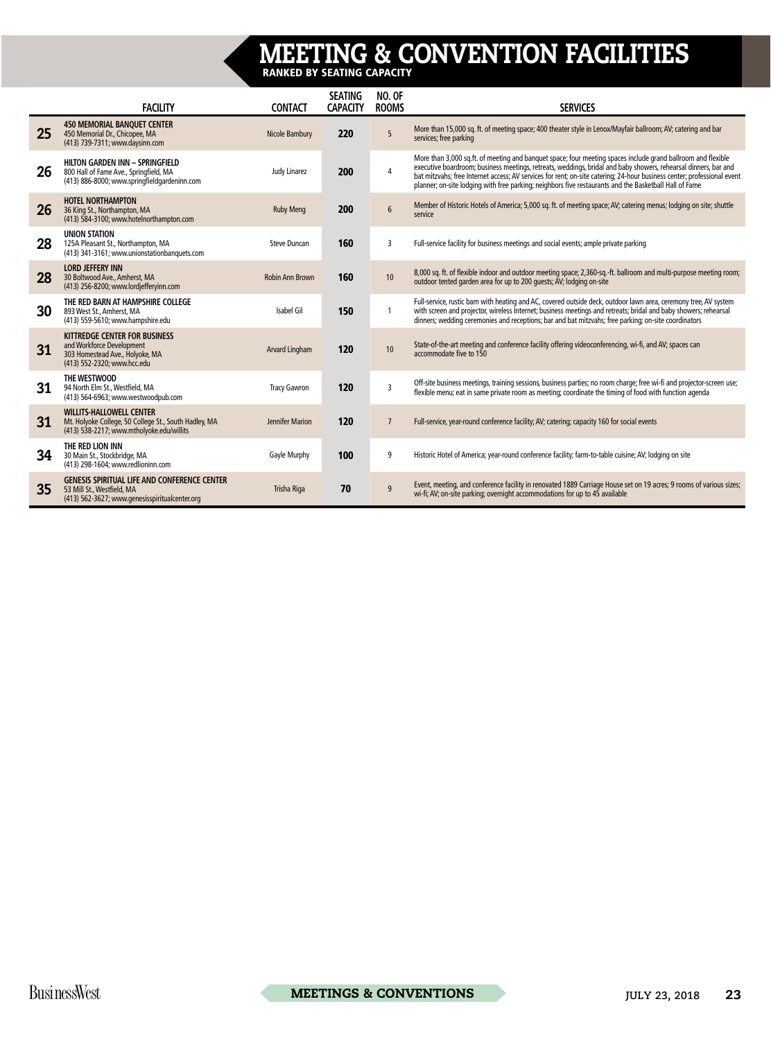# MEETING & CONVENTION FACILITIES

**RANKED BY SEATING CAPACITY**

| | FACILITY | CONTACT | SEATING CAPACITY | NO. OF ROOMS | SERVICES |
|---|---|---|---|---|---|
| 25 | **450 MEMORIAL BANQUET CENTER**<br>450 Memorial Dr., Chicopee, MA<br>(413) 739-7311; www.daysinn.com | Nicole Bambury | 220 | 5 | More than 15,000 sq. ft. of meeting space; 400 theater style in Lenox/Mayfair ballroom; AV; catering and bar services; free parking |
| 26 | **HILTON GARDEN INN – SPRINGFIELD**<br>800 Hall of Fame Ave., Springfield, MA<br>(413) 886-8000; www.springfieldgardeninn.com | Judy Linarez | 200 | 4 | More than 3,000 sq.ft. of meeting and banquet space; four meeting spaces include grand ballroom and flexible executive boardroom; business meetings, retreats, weddings, bridal and baby showers, rehearsal dinners, bar and bat mitzvahs; free Internet access; AV services for rent; on-site catering; 24-hour business center; professional event planner; on-site lodging with free parking; neighbors five restaurants and the Basketball Hall of Fame |
| 26 | **HOTEL NORTHAMPTON**<br>36 King St., Northampton, MA<br>(413) 584-3100; www.hotelnorthampton.com | Ruby Meng | 200 | 6 | Member of Historic Hotels of America; 5,000 sq. ft. of meeting space; AV; catering menus; lodging on site; shuttle service |
| 28 | **UNION STATION**<br>125A Pleasant St., Northampton, MA<br>(413) 341-3161; www.unionstationbanquets.com | Steve Duncan | 160 | 3 | Full-service facility for business meetings and social events; ample private parking |
| 28 | **LORD JEFFERY INN**<br>30 Boltwood Ave., Amherst, MA<br>(413) 256-8200; www.lordjefferyinn.com | Robin Ann Brown | 160 | 10 | 8,000 sq. ft. of flexible indoor and outdoor meeting space; 2,360-sq.-ft. ballroom and multi-purpose meeting room; outdoor tented garden area for up to 200 guests; AV; lodging on-site |
| 30 | **THE RED BARN AT HAMPSHIRE COLLEGE**<br>893 West St., Amherst, MA<br>(413) 559-5610; www.hampshire.edu | Isabel Gil | 150 | 1 | Full-service, rustic barn with heating and AC, covered outside deck, outdoor lawn area, ceremony tree, AV system with screen and projector, wireless Internet; business meetings and retreats; bridal and baby showers; rehearsal dinners; wedding ceremonies and receptions; bar and bat mitzvahs; free parking; on-site coordinators |
| 31 | **KITTREDGE CENTER FOR BUSINESS** and Workforce Development<br>303 Homestead Ave., Holyoke, MA<br>(413) 552-2320; www.hcc.edu | Arvard Lingham | 120 | 10 | State-of-the-art meeting and conference facility offering videoconferencing, wi-fi, and AV; spaces can accommodate five to 150 |
| 31 | **THE WESTWOOD**<br>94 North Elm St., Westfield, MA<br>(413) 564-6963; www.westwoodpub.com | Tracy Gawron | 120 | 3 | Off-site business meetings, training sessions, business parties; no room charge; free wi-fi and projector-screen use; flexible menu; eat in same private room as meeting; coordinate the timing of food with function agenda |
| 31 | **WILLITS-HALLOWELL CENTER**<br>Mt. Holyoke College, 50 College St., South Hadley, MA<br>(413) 538-2217; www.mtholyoke.edu/willits | Jennifer Marion | 120 | 7 | Full-service, year-round conference facility; AV; catering; capacity 160 for social events |
| 34 | **THE RED LION INN**<br>30 Main St., Stockbridge, MA<br>(413) 298-1604; www.redlioninn.com | Gayle Murphy | 100 | 9 | Historic Hotel of America; year-round conference facility; farm-to-table cuisine; AV; lodging on site |
| 35 | **GENESIS SPIRITUAL LIFE AND CONFERENCE CENTER**<br>53 Mill St., Westfield, MA<br>(413) 562-3627; www.genesisspiritualcenter.org | Trisha Riga | 70 | 9 | Event, meeting, and conference facility in renovated 1889 Carriage House set on 19 acres; 9 rooms of various sizes; wi-fi; AV; on-site parking; overnight accommodations for up to 45 available |